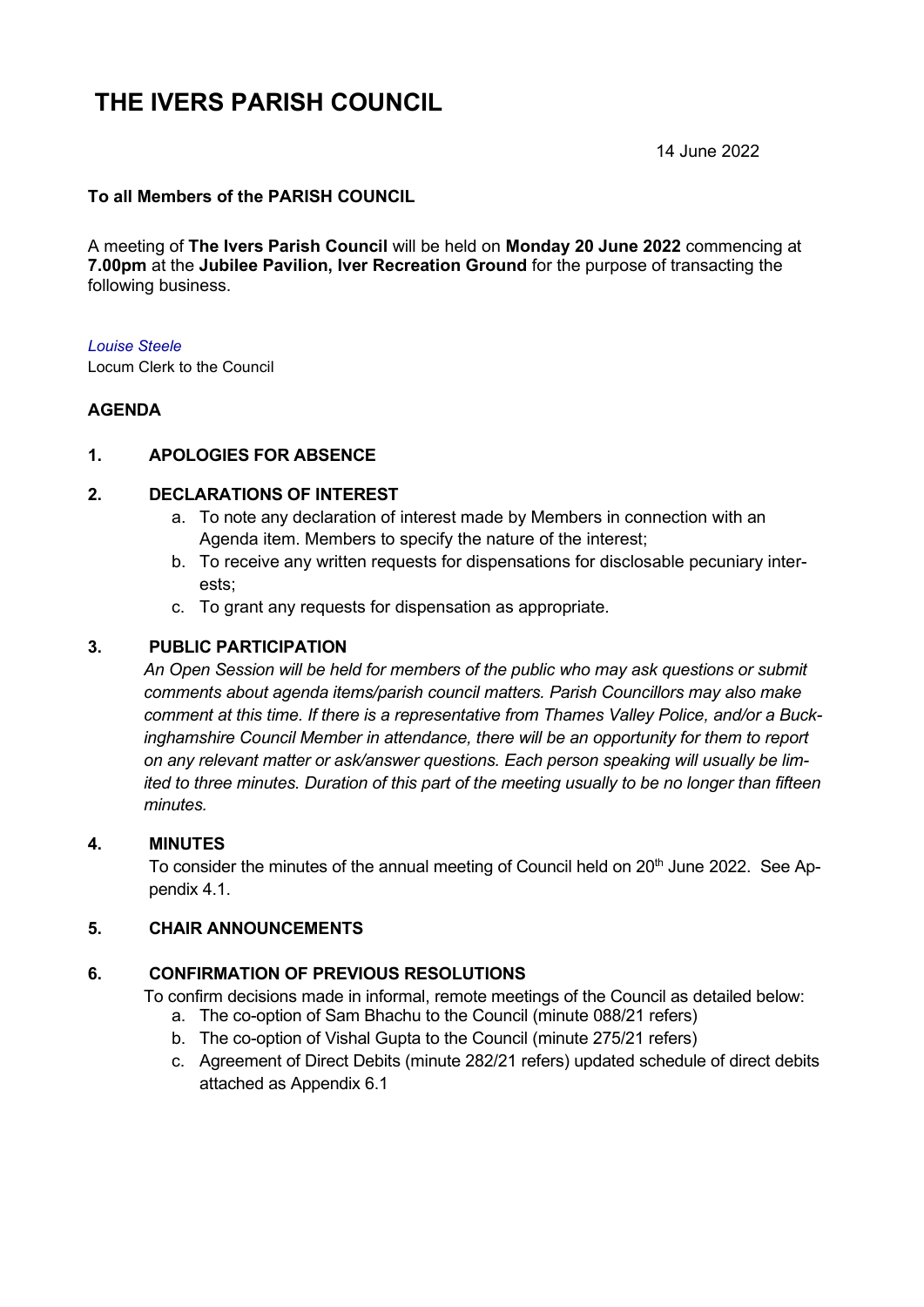# THE IVERS PARISH COUNCIL

14 June 2022

**To all Members of the PARISH COUNCIL**

A meeting of **The Ivers Parish Council** will be held on **Monday 20 June 2022** commencing at **7.00pm** at the **Jubilee Pavilion, Iver Recreation Ground** for the purpose of transacting the following business.

*Louise Steele*
Locum Clerk to the Council

**AGENDA**

**1. APOLOGIES FOR ABSENCE**

**2. DECLARATIONS OF INTEREST**

a. To note any declaration of interest made by Members in connection with an Agenda item. Members to specify the nature of the interest;
b. To receive any written requests for dispensations for disclosable pecuniary interests;
c. To grant any requests for dispensation as appropriate.

**3. PUBLIC PARTICIPATION**

*An Open Session will be held for members of the public who may ask questions or submit comments about agenda items/parish council matters. Parish Councillors may also make comment at this time. If there is a representative from Thames Valley Police, and/or a Buckinghamshire Council Member in attendance, there will be an opportunity for them to report on any relevant matter or ask/answer questions. Each person speaking will usually be limited to three minutes. Duration of this part of the meeting usually to be no longer than fifteen minutes.*

**4. MINUTES**

To consider the minutes of the annual meeting of Council held on 20th June 2022. See Appendix 4.1.

**5. CHAIR ANNOUNCEMENTS**

**6. CONFIRMATION OF PREVIOUS RESOLUTIONS**

To confirm decisions made in informal, remote meetings of the Council as detailed below:

a. The co-option of Sam Bhachu to the Council (minute 088/21 refers)
b. The co-option of Vishal Gupta to the Council (minute 275/21 refers)
c. Agreement of Direct Debits (minute 282/21 refers) updated schedule of direct debits attached as Appendix 6.1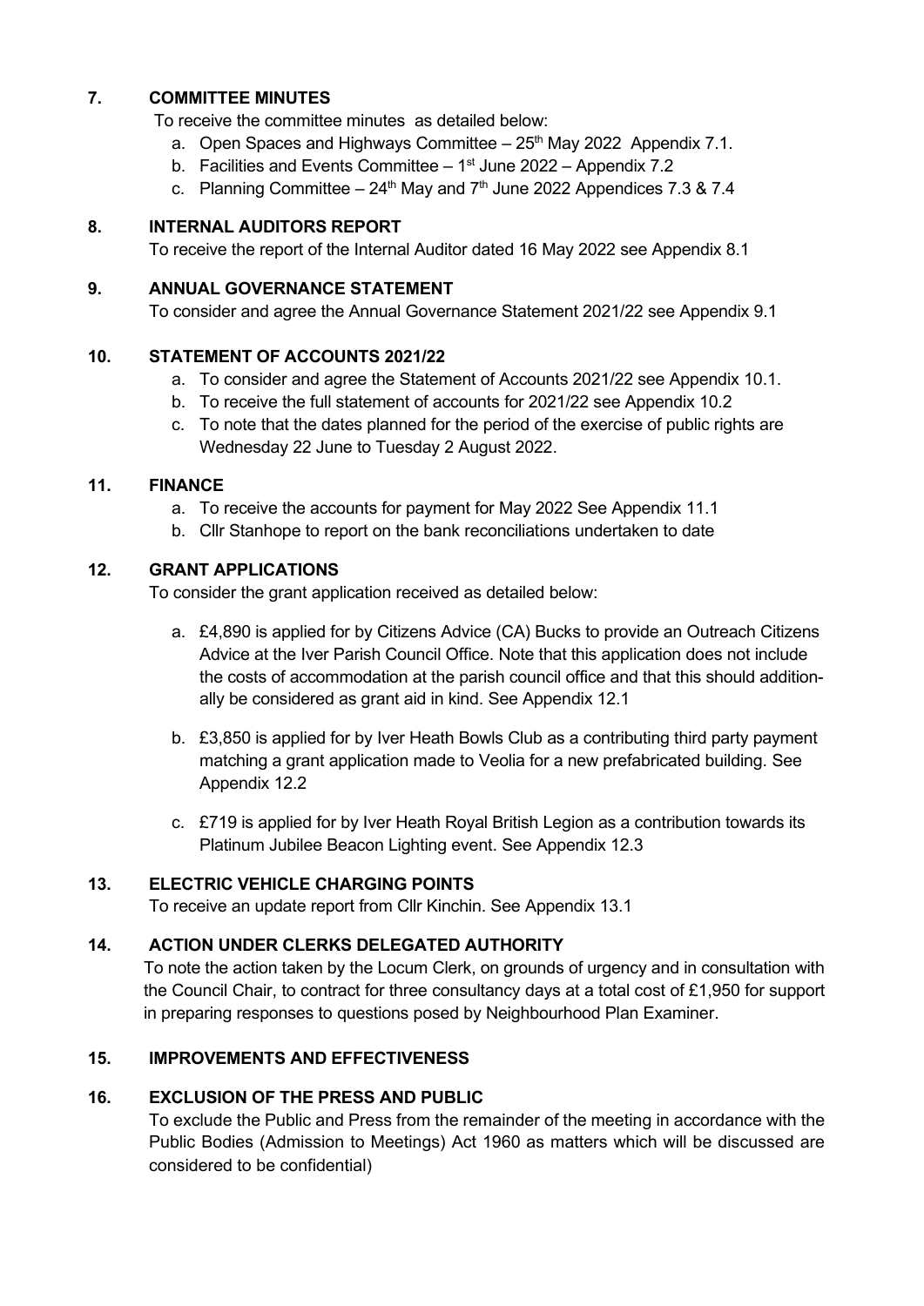## 7. COMMITTEE MINUTES

To receive the committee minutes as detailed below:

a. Open Spaces and Highways Committee – 25th May 2022 Appendix 7.1.
b. Facilities and Events Committee – 1st June 2022 – Appendix 7.2
c. Planning Committee – 24th May and 7th June 2022 Appendices 7.3 & 7.4

## 8. INTERNAL AUDITORS REPORT

To receive the report of the Internal Auditor dated 16 May 2022 see Appendix 8.1

## 9. ANNUAL GOVERNANCE STATEMENT

To consider and agree the Annual Governance Statement 2021/22 see Appendix 9.1

## 10. STATEMENT OF ACCOUNTS 2021/22

a. To consider and agree the Statement of Accounts 2021/22 see Appendix 10.1.
b. To receive the full statement of accounts for 2021/22 see Appendix 10.2
c. To note that the dates planned for the period of the exercise of public rights are Wednesday 22 June to Tuesday 2 August 2022.

## 11. FINANCE

a. To receive the accounts for payment for May 2022 See Appendix 11.1
b. Cllr Stanhope to report on the bank reconciliations undertaken to date

## 12. GRANT APPLICATIONS

To consider the grant application received as detailed below:

a. £4,890 is applied for by Citizens Advice (CA) Bucks to provide an Outreach Citizens Advice at the Iver Parish Council Office. Note that this application does not include the costs of accommodation at the parish council office and that this should additionally be considered as grant aid in kind. See Appendix 12.1

b. £3,850 is applied for by Iver Heath Bowls Club as a contributing third party payment matching a grant application made to Veolia for a new prefabricated building. See Appendix 12.2

c. £719 is applied for by Iver Heath Royal British Legion as a contribution towards its Platinum Jubilee Beacon Lighting event. See Appendix 12.3

## 13. ELECTRIC VEHICLE CHARGING POINTS

To receive an update report from Cllr Kinchin. See Appendix 13.1

## 14. ACTION UNDER CLERKS DELEGATED AUTHORITY

To note the action taken by the Locum Clerk, on grounds of urgency and in consultation with the Council Chair, to contract for three consultancy days at a total cost of £1,950 for support in preparing responses to questions posed by Neighbourhood Plan Examiner.

## 15. IMPROVEMENTS AND EFFECTIVENESS

## 16. EXCLUSION OF THE PRESS AND PUBLIC

To exclude the Public and Press from the remainder of the meeting in accordance with the Public Bodies (Admission to Meetings) Act 1960 as matters which will be discussed are considered to be confidential)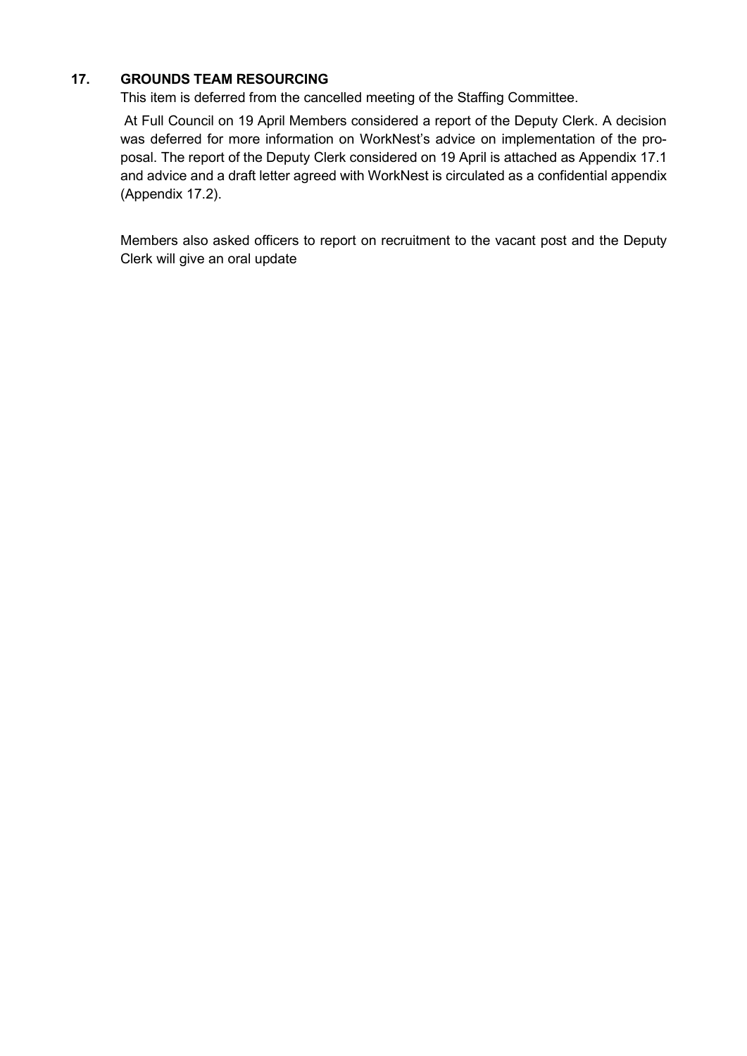## 17. GROUNDS TEAM RESOURCING

This item is deferred from the cancelled meeting of the Staffing Committee.

At Full Council on 19 April Members considered a report of the Deputy Clerk. A decision was deferred for more information on WorkNest's advice on implementation of the proposal. The report of the Deputy Clerk considered on 19 April is attached as Appendix 17.1 and advice and a draft letter agreed with WorkNest is circulated as a confidential appendix (Appendix 17.2).

Members also asked officers to report on recruitment to the vacant post and the Deputy Clerk will give an oral update